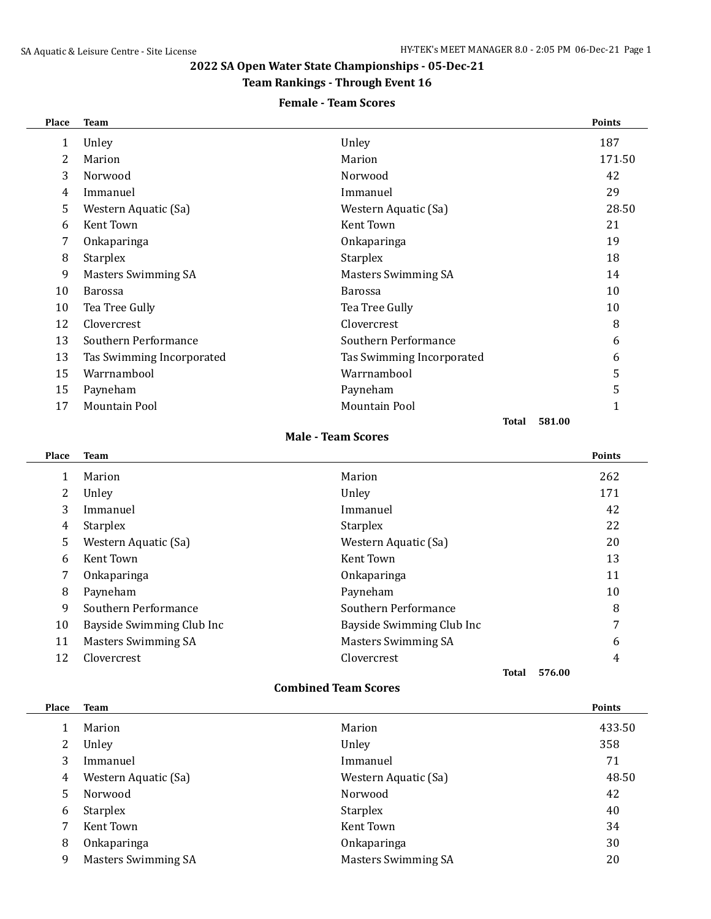## 2022 SA Open Water State Championships - 05-Dec-21

### Team Rankings - Through Event 16

#### Female - Team Scores

| Place | Team | | Points |
|---|---|---|---|
| 1 | Unley | Unley | 187 |
| 2 | Marion | Marion | 171.50 |
| 3 | Norwood | Norwood | 42 |
| 4 | Immanuel | Immanuel | 29 |
| 5 | Western Aquatic (Sa) | Western Aquatic (Sa) | 28.50 |
| 6 | Kent Town | Kent Town | 21 |
| 7 | Onkaparinga | Onkaparinga | 19 |
| 8 | Starplex | Starplex | 18 |
| 9 | Masters Swimming SA | Masters Swimming SA | 14 |
| 10 | Barossa | Barossa | 10 |
| 10 | Tea Tree Gully | Tea Tree Gully | 10 |
| 12 | Clovercrest | Clovercrest | 8 |
| 13 | Southern Performance | Southern Performance | 6 |
| 13 | Tas Swimming Incorporated | Tas Swimming Incorporated | 6 |
| 15 | Warrnambool | Warrnambool | 5 |
| 15 | Payneham | Payneham | 5 |
| 17 | Mountain Pool | Mountain Pool | 1 |

**Total** 581.00

#### Male - Team Scores

| Place | Team | | Points |
|---|---|---|---|
| 1 | Marion | Marion | 262 |
| 2 | Unley | Unley | 171 |
| 3 | Immanuel | Immanuel | 42 |
| 4 | Starplex | Starplex | 22 |
| 5 | Western Aquatic (Sa) | Western Aquatic (Sa) | 20 |
| 6 | Kent Town | Kent Town | 13 |
| 7 | Onkaparinga | Onkaparinga | 11 |
| 8 | Payneham | Payneham | 10 |
| 9 | Southern Performance | Southern Performance | 8 |
| 10 | Bayside Swimming Club Inc | Bayside Swimming Club Inc | 7 |
| 11 | Masters Swimming SA | Masters Swimming SA | 6 |
| 12 | Clovercrest | Clovercrest | 4 |

**Total** 576.00

#### Combined Team Scores

| Place | Team | | Points |
|---|---|---|---|
| 1 | Marion | Marion | 433.50 |
| 2 | Unley | Unley | 358 |
| 3 | Immanuel | Immanuel | 71 |
| 4 | Western Aquatic (Sa) | Western Aquatic (Sa) | 48.50 |
| 5 | Norwood | Norwood | 42 |
| 6 | Starplex | Starplex | 40 |
| 7 | Kent Town | Kent Town | 34 |
| 8 | Onkaparinga | Onkaparinga | 30 |
| 9 | Masters Swimming SA | Masters Swimming SA | 20 |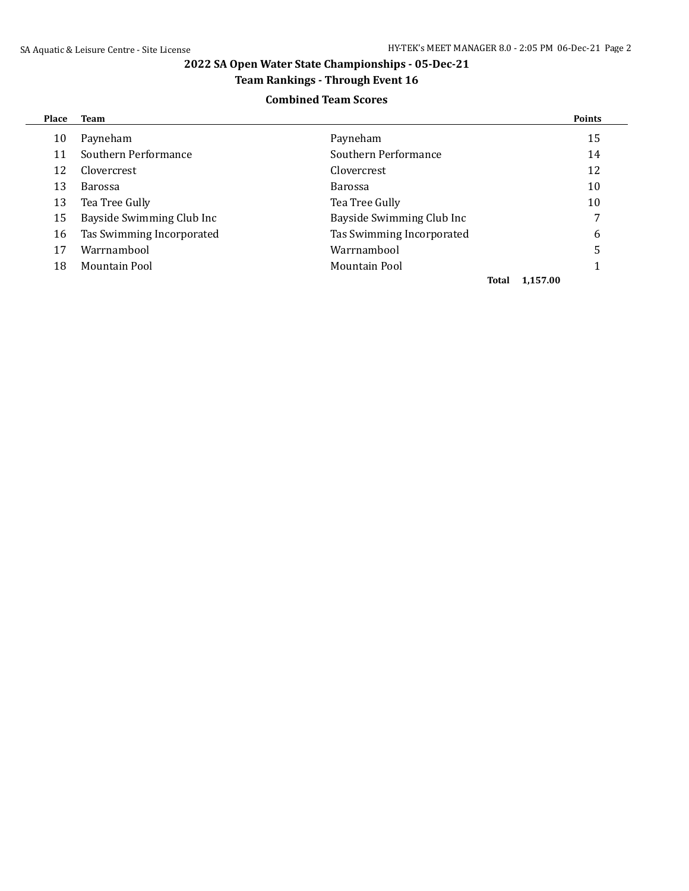## 2022 SA Open Water State Championships - 05-Dec-21

### Team Rankings - Through Event 16

#### Combined Team Scores

| Place | Team | | Points |
| --- | --- | --- | --- |
| 10 | Payneham | Payneham | 15 |
| 11 | Southern Performance | Southern Performance | 14 |
| 12 | Clovercrest | Clovercrest | 12 |
| 13 | Barossa | Barossa | 10 |
| 13 | Tea Tree Gully | Tea Tree Gully | 10 |
| 15 | Bayside Swimming Club Inc | Bayside Swimming Club Inc | 7 |
| 16 | Tas Swimming Incorporated | Tas Swimming Incorporated | 6 |
| 17 | Warrnambool | Warrnambool | 5 |
| 18 | Mountain Pool | Mountain Pool | 1 |
| | | **Total** | **1,157.00** |